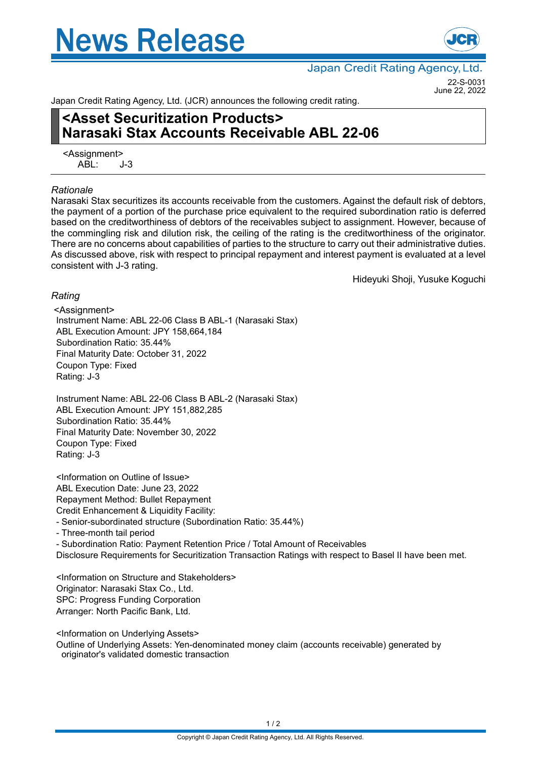# News Release

Japan Credit Rating Agency, Ltd.

22-S-0031
June 22, 2022

Japan Credit Rating Agency, Ltd. (JCR) announces the following credit rating.

## <Asset Securitization Products>
## Narasaki Stax Accounts Receivable ABL 22-06

<Assignment>
ABL: J-3

---

*Rationale*

Narasaki Stax securitizes its accounts receivable from the customers. Against the default risk of debtors, the payment of a portion of the purchase price equivalent to the required subordination ratio is deferred based on the creditworthiness of debtors of the receivables subject to assignment. However, because of the commingling risk and dilution risk, the ceiling of the rating is the creditworthiness of the originator. There are no concerns about capabilities of parties to the structure to carry out their administrative duties. As discussed above, risk with respect to principal repayment and interest payment is evaluated at a level consistent with J-3 rating.

Hideyuki Shoji, Yusuke Koguchi

*Rating*

<Assignment>
Instrument Name: ABL 22-06 Class B ABL-1 (Narasaki Stax)
ABL Execution Amount: JPY 158,664,184
Subordination Ratio: 35.44%
Final Maturity Date: October 31, 2022
Coupon Type: Fixed
Rating: J-3

Instrument Name: ABL 22-06 Class B ABL-2 (Narasaki Stax)
ABL Execution Amount: JPY 151,882,285
Subordination Ratio: 35.44%
Final Maturity Date: November 30, 2022
Coupon Type: Fixed
Rating: J-3

<Information on Outline of Issue>
ABL Execution Date: June 23, 2022
Repayment Method: Bullet Repayment
Credit Enhancement & Liquidity Facility:
- Senior-subordinated structure (Subordination Ratio: 35.44%)
- Three-month tail period
- Subordination Ratio: Payment Retention Price / Total Amount of Receivables

Disclosure Requirements for Securitization Transaction Ratings with respect to Basel II have been met.

<Information on Structure and Stakeholders>
Originator: Narasaki Stax Co., Ltd.
SPC: Progress Funding Corporation
Arranger: North Pacific Bank, Ltd.

<Information on Underlying Assets>
Outline of Underlying Assets: Yen-denominated money claim (accounts receivable) generated by originator's validated domestic transaction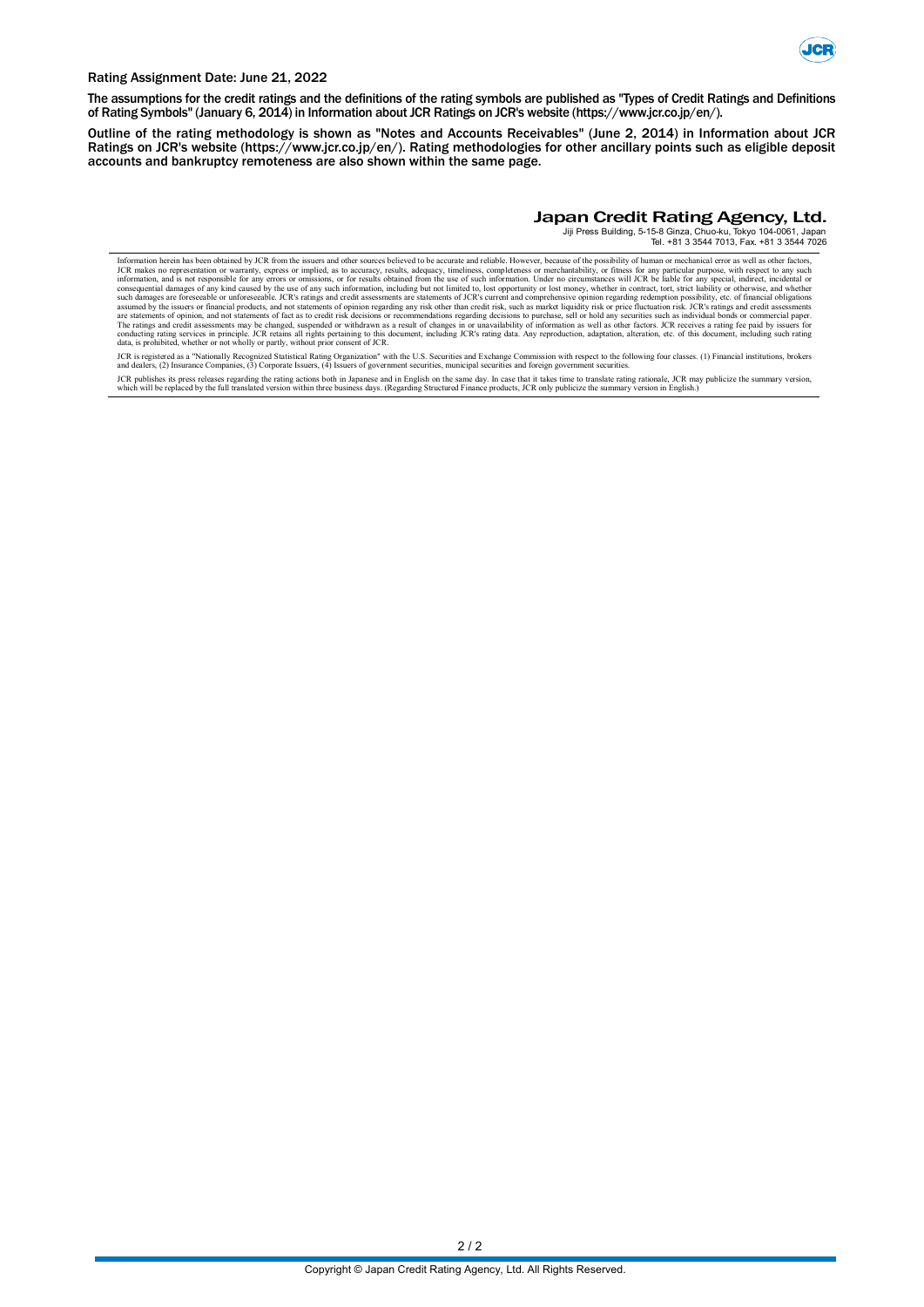Rating Assignment Date: June 21, 2022

The assumptions for the credit ratings and the definitions of the rating symbols are published as "Types of Credit Ratings and Definitions of Rating Symbols" (January 6, 2014) in Information about JCR Ratings on JCR's website (https://www.jcr.co.jp/en/).

Outline of the rating methodology is shown as "Notes and Accounts Receivables" (June 2, 2014) in Information about JCR Ratings on JCR's website (https://www.jcr.co.jp/en/). Rating methodologies for other ancillary points such as eligible deposit accounts and bankruptcy remoteness are also shown within the same page.

**Japan Credit Rating Agency, Ltd.**
Jiji Press Building, 5-15-8 Ginza, Chuo-ku, Tokyo 104-0061, Japan
Tel. +81 3 3544 7013, Fax. +81 3 3544 7026

Information herein has been obtained by JCR from the issuers and other sources believed to be accurate and reliable. However, because of the possibility of human or mechanical error as well as other factors, JCR makes no representation or warranty, express or implied, as to accuracy, results, adequacy, timeliness, completeness or merchantability, or fitness for any particular purpose, with respect to any such information, and is not responsible for any errors or omissions, or for results obtained from the use of such information. Under no circumstances will JCR be liable for any special, indirect, incidental or consequential damages of any kind caused by the use of any such information, including but not limited to, lost opportunity or lost money, whether in contract, tort, strict liability or otherwise, and whether such damages are foreseeable or unforeseeable. JCR's ratings and credit assessments are statements of JCR's current and comprehensive opinion regarding redemption possibility, etc. of financial obligations assumed by the issuers or financial products, and not statements of opinion regarding any risk other than credit risk, such as market liquidity risk or price fluctuation risk. JCR's ratings and credit assessments are statements of opinion, and not statements of fact as to credit risk decisions or recommendations regarding decisions to purchase, sell or hold any securities such as individual bonds or commercial paper. The ratings and credit assessments may be changed, suspended or withdrawn as a result of changes in or unavailability of information as well as other factors. JCR receives a rating fee paid by issuers for conducting rating services in principle. JCR retains all rights pertaining to this document, including JCR's rating data. Any reproduction, adaptation, alteration, etc. of this document, including such rating data, is prohibited, whether or not wholly or partly, without prior consent of JCR.

JCR is registered as a "Nationally Recognized Statistical Rating Organization" with the U.S. Securities and Exchange Commission with respect to the following four classes. (1) Financial institutions, brokers and dealers, (2) Insurance Companies, (3) Corporate Issuers, (4) Issuers of government securities, municipal securities and foreign government securities.

JCR publishes its press releases regarding the rating actions both in Japanese and in English on the same day. In case that it takes time to translate rating rationale, JCR may publicize the summary version, which will be replaced by the full translated version within three business days. (Regarding Structured Finance products, JCR only publicize the summary version in English.)